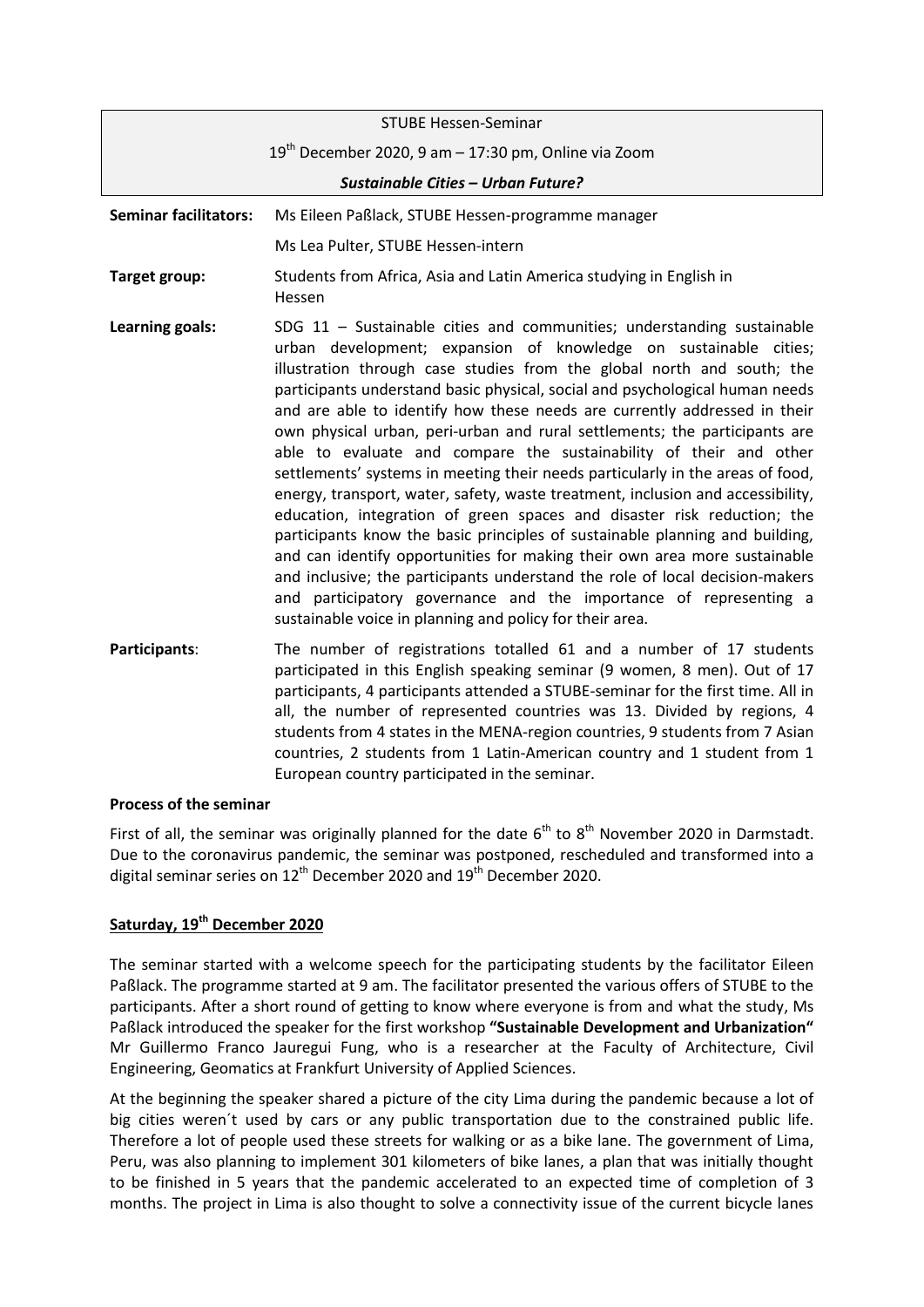STUBE Hessen-Seminar

19th December 2020, 9 am – 17:30 pm, Online via Zoom

***Sustainable Cities – Urban Future?***

| | |
|---|---|
| **Seminar facilitators:** | Ms Eileen Paßlack, STUBE Hessen-programme manager<br>Ms Lea Pulter, STUBE Hessen-intern |
| **Target group:** | Students from Africa, Asia and Latin America studying in English in Hessen |
| **Learning goals:** | SDG 11 – Sustainable cities and communities; understanding sustainable urban development; expansion of knowledge on sustainable cities; illustration through case studies from the global north and south; the participants understand basic physical, social and psychological human needs and are able to identify how these needs are currently addressed in their own physical urban, peri-urban and rural settlements; the participants are able to evaluate and compare the sustainability of their and other settlements' systems in meeting their needs particularly in the areas of food, energy, transport, water, safety, waste treatment, inclusion and accessibility, education, integration of green spaces and disaster risk reduction; the participants know the basic principles of sustainable planning and building, and can identify opportunities for making their own area more sustainable and inclusive; the participants understand the role of local decision-makers and participatory governance and the importance of representing a sustainable voice in planning and policy for their area. |
| **Participants**: | The number of registrations totalled 61 and a number of 17 students participated in this English speaking seminar (9 women, 8 men). Out of 17 participants, 4 participants attended a STUBE-seminar for the first time. All in all, the number of represented countries was 13. Divided by regions, 4 students from 4 states in the MENA-region countries, 9 students from 7 Asian countries, 2 students from 1 Latin-American country and 1 student from 1 European country participated in the seminar. |

**Process of the seminar**

First of all, the seminar was originally planned for the date 6th to 8th November 2020 in Darmstadt. Due to the coronavirus pandemic, the seminar was postponed, rescheduled and transformed into a digital seminar series on 12th December 2020 and 19th December 2020.

**Saturday, 19th December 2020**

The seminar started with a welcome speech for the participating students by the facilitator Eileen Paßlack. The programme started at 9 am. The facilitator presented the various offers of STUBE to the participants. After a short round of getting to know where everyone is from and what the study, Ms Paßlack introduced the speaker for the first workshop **"Sustainable Development and Urbanization"** Mr Guillermo Franco Jauregui Fung, who is a researcher at the Faculty of Architecture, Civil Engineering, Geomatics at Frankfurt University of Applied Sciences.

At the beginning the speaker shared a picture of the city Lima during the pandemic because a lot of big cities weren´t used by cars or any public transportation due to the constrained public life. Therefore a lot of people used these streets for walking or as a bike lane. The government of Lima, Peru, was also planning to implement 301 kilometers of bike lanes, a plan that was initially thought to be finished in 5 years that the pandemic accelerated to an expected time of completion of 3 months. The project in Lima is also thought to solve a connectivity issue of the current bicycle lanes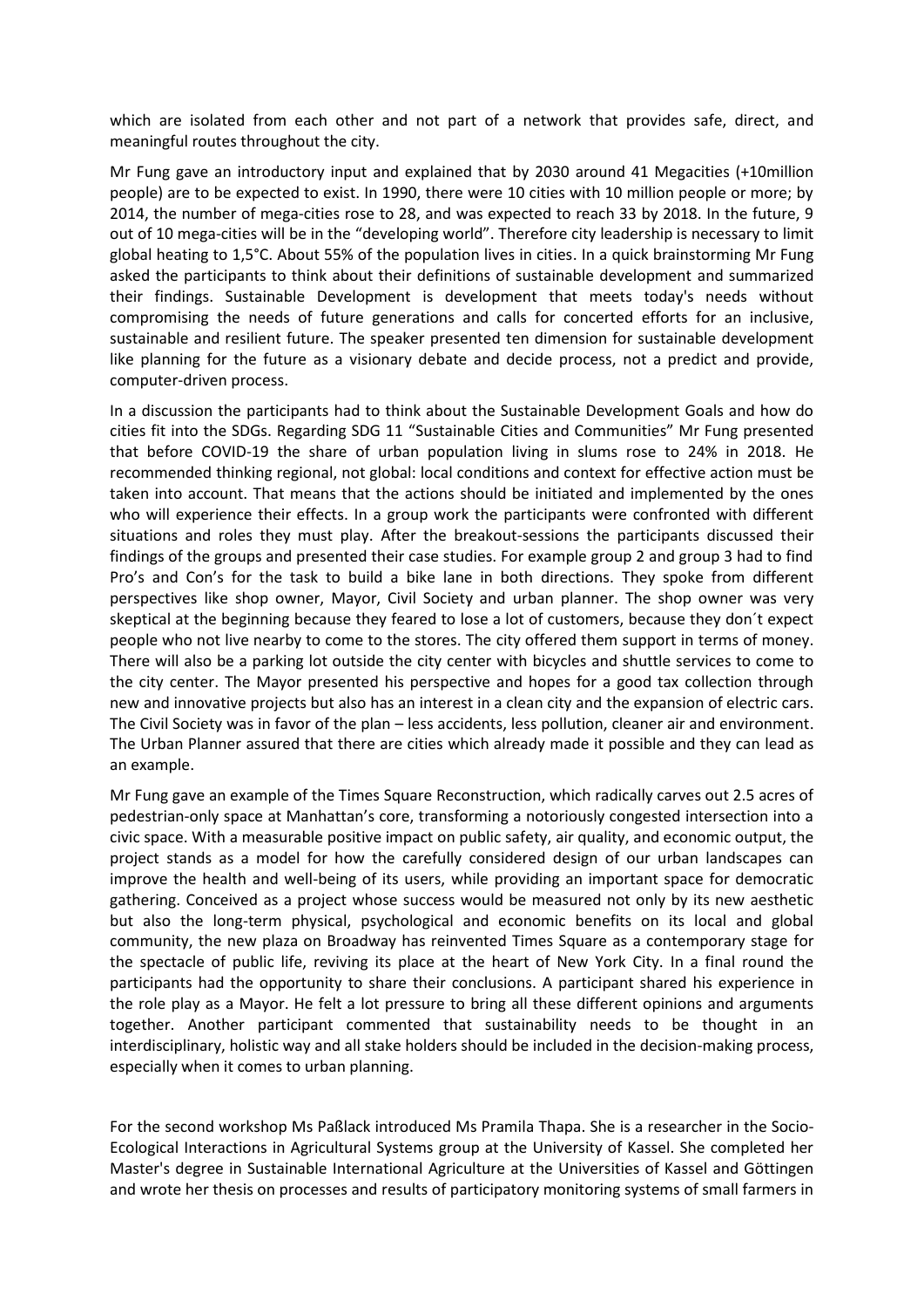which are isolated from each other and not part of a network that provides safe, direct, and meaningful routes throughout the city.

Mr Fung gave an introductory input and explained that by 2030 around 41 Megacities (+10million people) are to be expected to exist. In 1990, there were 10 cities with 10 million people or more; by 2014, the number of mega-cities rose to 28, and was expected to reach 33 by 2018. In the future, 9 out of 10 mega-cities will be in the "developing world". Therefore city leadership is necessary to limit global heating to 1,5°C. About 55% of the population lives in cities. In a quick brainstorming Mr Fung asked the participants to think about their definitions of sustainable development and summarized their findings. Sustainable Development is development that meets today's needs without compromising the needs of future generations and calls for concerted efforts for an inclusive, sustainable and resilient future. The speaker presented ten dimension for sustainable development like planning for the future as a visionary debate and decide process, not a predict and provide, computer-driven process.

In a discussion the participants had to think about the Sustainable Development Goals and how do cities fit into the SDGs. Regarding SDG 11 "Sustainable Cities and Communities" Mr Fung presented that before COVID-19 the share of urban population living in slums rose to 24% in 2018. He recommended thinking regional, not global: local conditions and context for effective action must be taken into account. That means that the actions should be initiated and implemented by the ones who will experience their effects. In a group work the participants were confronted with different situations and roles they must play. After the breakout-sessions the participants discussed their findings of the groups and presented their case studies. For example group 2 and group 3 had to find Pro's and Con's for the task to build a bike lane in both directions. They spoke from different perspectives like shop owner, Mayor, Civil Society and urban planner. The shop owner was very skeptical at the beginning because they feared to lose a lot of customers, because they don´t expect people who not live nearby to come to the stores. The city offered them support in terms of money. There will also be a parking lot outside the city center with bicycles and shuttle services to come to the city center. The Mayor presented his perspective and hopes for a good tax collection through new and innovative projects but also has an interest in a clean city and the expansion of electric cars. The Civil Society was in favor of the plan – less accidents, less pollution, cleaner air and environment. The Urban Planner assured that there are cities which already made it possible and they can lead as an example.

Mr Fung gave an example of the Times Square Reconstruction, which radically carves out 2.5 acres of pedestrian-only space at Manhattan's core, transforming a notoriously congested intersection into a civic space. With a measurable positive impact on public safety, air quality, and economic output, the project stands as a model for how the carefully considered design of our urban landscapes can improve the health and well-being of its users, while providing an important space for democratic gathering. Conceived as a project whose success would be measured not only by its new aesthetic but also the long-term physical, psychological and economic benefits on its local and global community, the new plaza on Broadway has reinvented Times Square as a contemporary stage for the spectacle of public life, reviving its place at the heart of New York City. In a final round the participants had the opportunity to share their conclusions. A participant shared his experience in the role play as a Mayor. He felt a lot pressure to bring all these different opinions and arguments together. Another participant commented that sustainability needs to be thought in an interdisciplinary, holistic way and all stake holders should be included in the decision-making process, especially when it comes to urban planning.

For the second workshop Ms Paßlack introduced Ms Pramila Thapa. She is a researcher in the Socio-Ecological Interactions in Agricultural Systems group at the University of Kassel. She completed her Master's degree in Sustainable International Agriculture at the Universities of Kassel and Göttingen and wrote her thesis on processes and results of participatory monitoring systems of small farmers in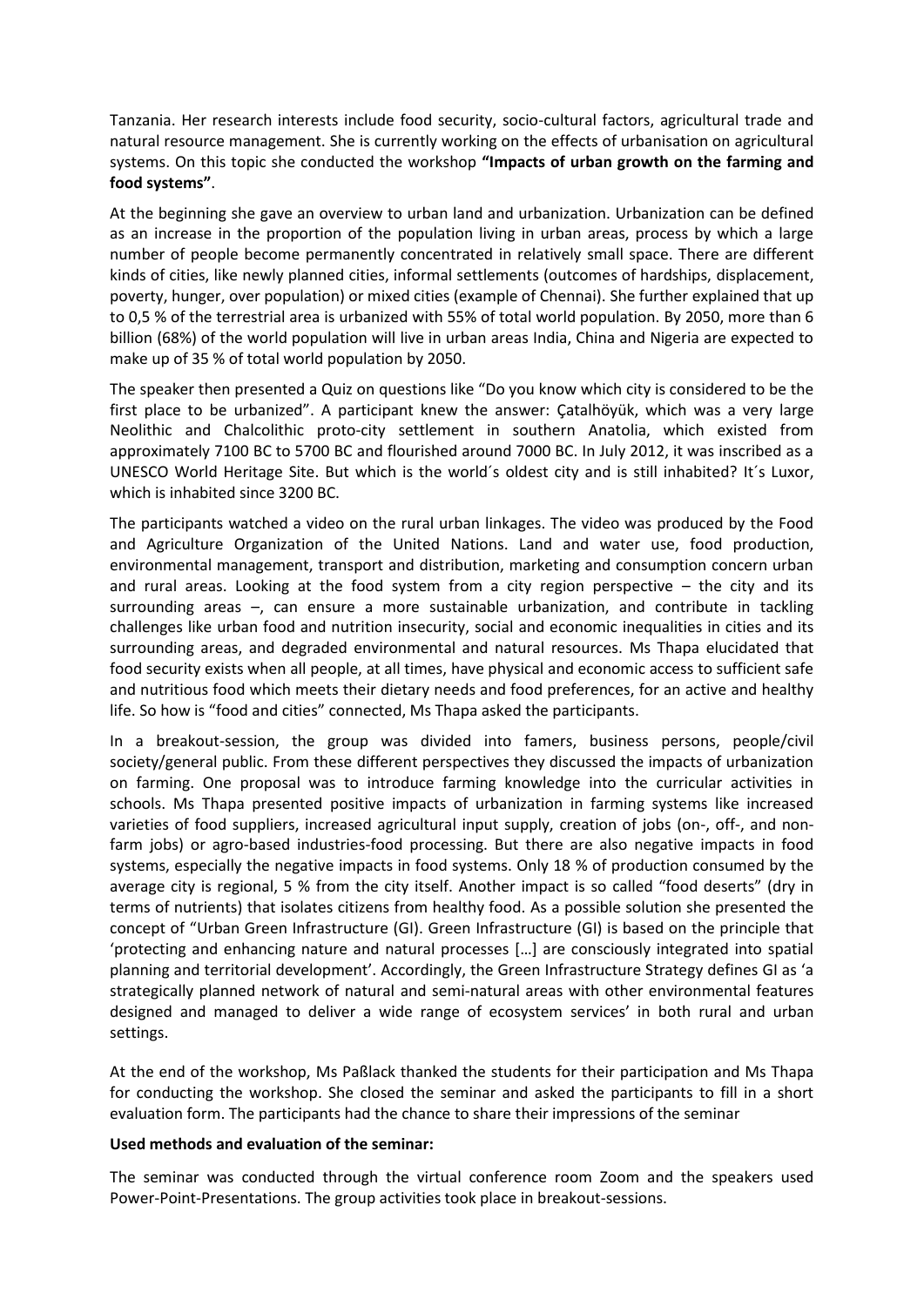Tanzania. Her research interests include food security, socio-cultural factors, agricultural trade and natural resource management. She is currently working on the effects of urbanisation on agricultural systems. On this topic she conducted the workshop **"Impacts of urban growth on the farming and food systems"**.

At the beginning she gave an overview to urban land and urbanization. Urbanization can be defined as an increase in the proportion of the population living in urban areas, process by which a large number of people become permanently concentrated in relatively small space. There are different kinds of cities, like newly planned cities, informal settlements (outcomes of hardships, displacement, poverty, hunger, over population) or mixed cities (example of Chennai). She further explained that up to 0,5 % of the terrestrial area is urbanized with 55% of total world population. By 2050, more than 6 billion (68%) of the world population will live in urban areas India, China and Nigeria are expected to make up of 35 % of total world population by 2050.

The speaker then presented a Quiz on questions like "Do you know which city is considered to be the first place to be urbanized". A participant knew the answer: Çatalhöyük, which was a very large Neolithic and Chalcolithic proto-city settlement in southern Anatolia, which existed from approximately 7100 BC to 5700 BC and flourished around 7000 BC. In July 2012, it was inscribed as a UNESCO World Heritage Site. But which is the world´s oldest city and is still inhabited? It´s Luxor, which is inhabited since 3200 BC.

The participants watched a video on the rural urban linkages. The video was produced by the Food and Agriculture Organization of the United Nations. Land and water use, food production, environmental management, transport and distribution, marketing and consumption concern urban and rural areas. Looking at the food system from a city region perspective – the city and its surrounding areas –, can ensure a more sustainable urbanization, and contribute in tackling challenges like urban food and nutrition insecurity, social and economic inequalities in cities and its surrounding areas, and degraded environmental and natural resources. Ms Thapa elucidated that food security exists when all people, at all times, have physical and economic access to sufficient safe and nutritious food which meets their dietary needs and food preferences, for an active and healthy life. So how is "food and cities" connected, Ms Thapa asked the participants.

In a breakout-session, the group was divided into famers, business persons, people/civil society/general public. From these different perspectives they discussed the impacts of urbanization on farming. One proposal was to introduce farming knowledge into the curricular activities in schools. Ms Thapa presented positive impacts of urbanization in farming systems like increased varieties of food suppliers, increased agricultural input supply, creation of jobs (on-, off-, and non-farm jobs) or agro-based industries-food processing. But there are also negative impacts in food systems, especially the negative impacts in food systems. Only 18 % of production consumed by the average city is regional, 5 % from the city itself. Another impact is so called "food deserts" (dry in terms of nutrients) that isolates citizens from healthy food. As a possible solution she presented the concept of "Urban Green Infrastructure (GI). Green Infrastructure (GI) is based on the principle that 'protecting and enhancing nature and natural processes […] are consciously integrated into spatial planning and territorial development'. Accordingly, the Green Infrastructure Strategy defines GI as 'a strategically planned network of natural and semi-natural areas with other environmental features designed and managed to deliver a wide range of ecosystem services' in both rural and urban settings.

At the end of the workshop, Ms Paßlack thanked the students for their participation and Ms Thapa for conducting the workshop. She closed the seminar and asked the participants to fill in a short evaluation form. The participants had the chance to share their impressions of the seminar

**Used methods and evaluation of the seminar:**

The seminar was conducted through the virtual conference room Zoom and the speakers used Power-Point-Presentations. The group activities took place in breakout-sessions.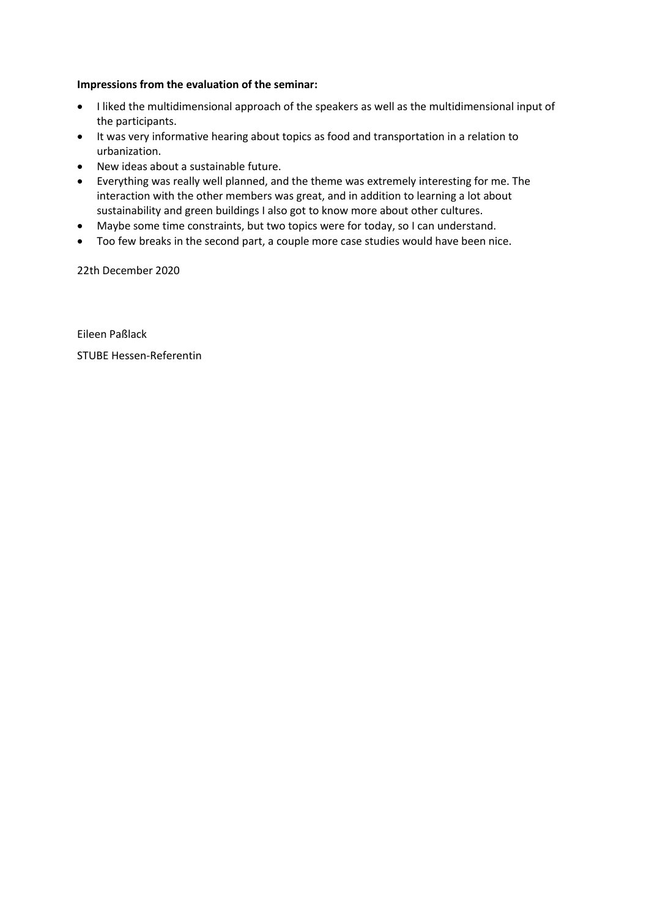**Impressions from the evaluation of the seminar:**

- I liked the multidimensional approach of the speakers as well as the multidimensional input of the participants.
- It was very informative hearing about topics as food and transportation in a relation to urbanization.
- New ideas about a sustainable future.
- Everything was really well planned, and the theme was extremely interesting for me. The interaction with the other members was great, and in addition to learning a lot about sustainability and green buildings I also got to know more about other cultures.
- Maybe some time constraints, but two topics were for today, so I can understand.
- Too few breaks in the second part, a couple more case studies would have been nice.

22th December 2020

Eileen Paßlack

STUBE Hessen-Referentin